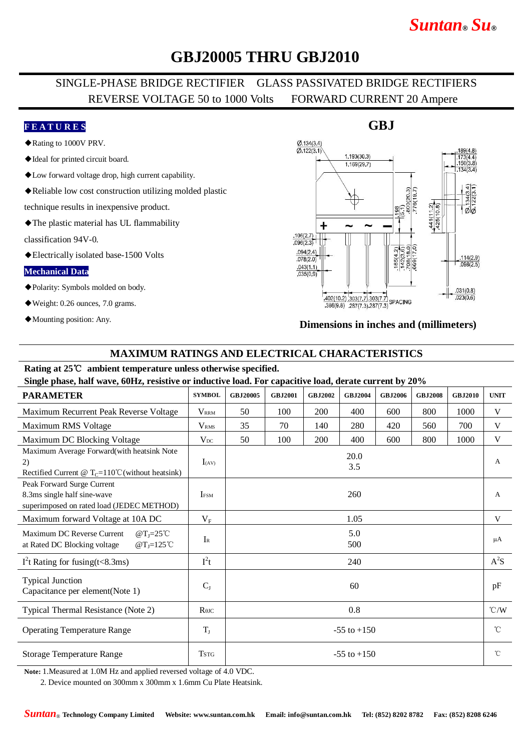# GBJ20005 THRU GBJ2010

SINGLE-PHASE BRIDGE RECTIFIER    GLASS PASSIVATED BRIDGE RECTIFIERS

REVERSE VOLTAGE 50 to 1000 Volts    FORWARD CURRENT 20 Ampere

## FEATURES

- ◆Rating to 1000V PRV.
- ◆Ideal for printed circuit board.
- ◆Low forward voltage drop, high current capability.
- ◆Reliable low cost construction utilizing molded plastic technique results in inexpensive product.
- ◆The plastic material has UL flammability classification 94V-0.
- ◆Electrically isolated base-1500 Volts

## Mechanical Data

- ◆Polarity: Symbols molded on body.
- ◆Weight: 0.26 ounces, 7.0 grams.
- ◆Mounting position: Any.

**GBJ**

Ø.134(3.4)
Ø.122(3.1)
1.193(30.3)
1.169(29.7)
.189(4.8)
.173(4.4)
.150(3.8)
.134(3.4)
+ ~ ~ –
.198 (5.1)
.800(20.3)
.776(19.7)
.441(11.2)
.425(10.8)
Ø.134(3.4)
Ø.122(3.1)
.106(2.7)
.096(2.3)
.094(2.4)
.078(2.0)
.043(1.1)
.035(0.9)
.165(4.2)
.142(3.6)
.708(18.0)
.669(17.0)
.114(2.9)
.098(2.5)
.031(0.8)
.023(0.6)
.402(10.2) .303(7.7) .303(7.7)
.386(9.8) .287(7.3) .287(7.3) SPACING

**Dimensions in inches and (millimeters)**

## MAXIMUM RATINGS AND ELECTRICAL CHARACTERISTICS

**Rating at 25℃ ambient temperature unless otherwise specified.**

**Single phase, half wave, 60Hz, resistive or inductive load. For capacitive load, derate current by 20%**

| PARAMETER | SYMBOL | GBJ20005 | GBJ2001 | GBJ2002 | GBJ2004 | GBJ2006 | GBJ2008 | GBJ2010 | UNIT |
|---|---|---|---|---|---|---|---|---|---|
| Maximum Recurrent Peak Reverse Voltage | $V_{RRM}$ | 50 | 100 | 200 | 400 | 600 | 800 | 1000 | V |
| Maximum RMS Voltage | $V_{RMS}$ | 35 | 70 | 140 | 280 | 420 | 560 | 700 | V |
| Maximum DC Blocking Voltage | $V_{DC}$ | 50 | 100 | 200 | 400 | 600 | 800 | 1000 | V |
| Maximum Average Forward(with heatsink Note 2) Rectified Current @ $T_C$=110℃(without heatsink) | $I_{(AV)}$ | 20.0<br>3.5 | | | | | | | A |
| Peak Forward Surge Current 8.3ms single half sine-wave superimposed on rated load (JEDEC METHOD) | $I_{FSM}$ | 260 | | | | | | | A |
| Maximum forward Voltage at 10A DC | $V_F$ | 1.05 | | | | | | | V |
| Maximum DC Reverse Current at Rated DC Blocking voltage @$T_J$=25℃ @$T_J$=125℃ | $I_R$ | 5.0<br>500 | | | | | | | μA |
| $I^2t$ Rating for fusing(t<8.3ms) | $I^2t$ | 240 | | | | | | | $A^2S$ |
| Typical Junction Capacitance per element(Note 1) | $C_J$ | 60 | | | | | | | pF |
| Typical Thermal Resistance (Note 2) | $R_{\theta JC}$ | 0.8 | | | | | | | ℃/W |
| Operating Temperature Range | $T_J$ | -55 to +150 | | | | | | | ℃ |
| Storage Temperature Range | $T_{STG}$ | -55 to +150 | | | | | | | ℃ |

**Note:** 1.Measured at 1.0M Hz and applied reversed voltage of 4.0 VDC.

2. Device mounted on 300mm x 300mm x 1.6mm Cu Plate Heatsink.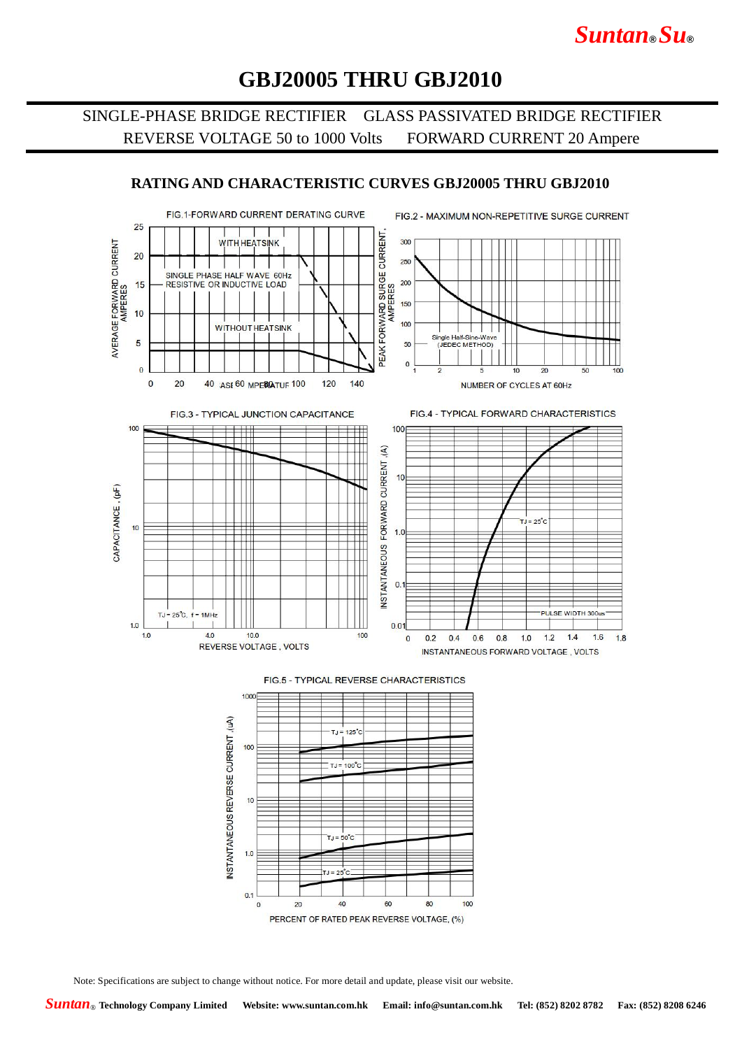# GBJ20005 THRU GBJ2010

SINGLE-PHASE BRIDGE RECTIFIER GLASS PASSIVATED BRIDGE RECTIFIER
REVERSE VOLTAGE 50 to 1000 Volts FORWARD CURRENT 20 Ampere

## RATING AND CHARACTERISTIC CURVES GBJ20005 THRU GBJ2010

FIG.1-FORWARD CURRENT DERATING CURVE

AVERAGE FORWARD CURRENT AMPERES

25
20
15
10
5
0

WITH HEATSINK

SINGLE PHASE HALF WAVE 60Hz
RESISTIVE OR INDUCTIVE LOAD

WITHOUT HEATSINK

0 20 40 60 80 100 120 140

CASE TEMPERATURE

FIG.2 - MAXIMUM NON-REPETITIVE SURGE CURRENT

PEAK FORWARD SURGE CURRENT, AMPERES

300
250
200
150
100
50
0

Single Half-Sine-Wave
(JEDEC METHOD)

1 2 5 10 20 50 100

NUMBER OF CYCLES AT 60Hz

FIG.3 - TYPICAL JUNCTION CAPACITANCE

CAPACITANCE , (pF)

100
10
1.0

TJ = 25°C, f = 1MHz

1.0 4.0 10.0 100

REVERSE VOLTAGE , VOLTS

FIG.4 - TYPICAL FORWARD CHARACTERISTICS

INSTANTANEOUS FORWARD CURRENT ,(A)

100
10
1.0
0.1
0.01

TJ = 25°C

PULSE WIDTH 300us

0 0.2 0.4 0.6 0.8 1.0 1.2 1.4 1.6 1.8

INSTANTANEOUS FORWARD VOLTAGE , VOLTS

FIG.5 - TYPICAL REVERSE CHARACTERISTICS

INSTANTANEOUS REVERSE CURRENT ,(uA)

1000
100
10
1.0
0.1

TJ = 125°C
TJ = 100°C
TJ = 50°C
TJ = 25°C

0 20 40 60 80 100

PERCENT OF RATED PEAK REVERSE VOLTAGE, (%)

Note: Specifications are subject to change without notice. For more detail and update, please visit our website.

**Suntan® Technology Company Limited Website: www.suntan.com.hk Email: info@suntan.com.hk Tel: (852) 8202 8782 Fax: (852) 8208 6246**